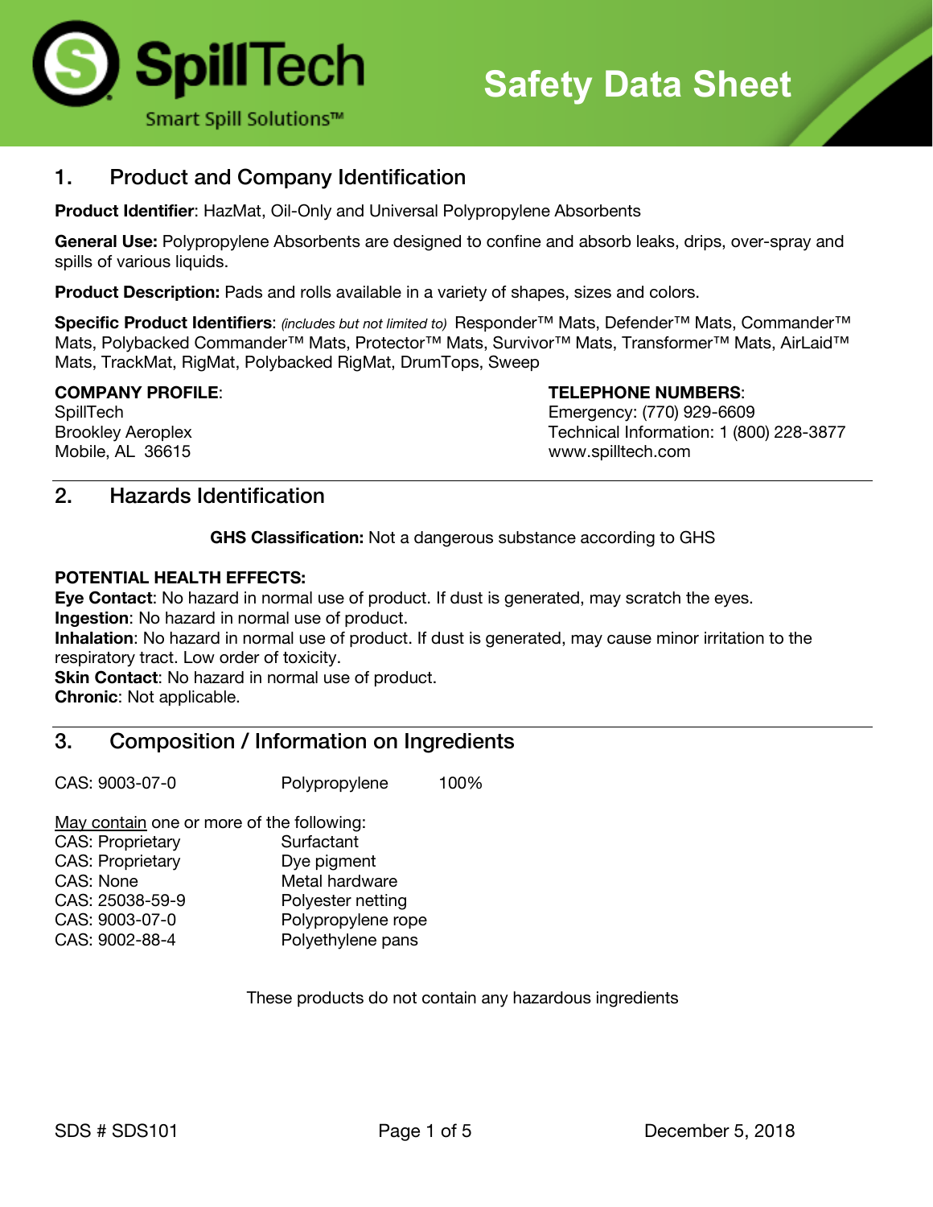SpillTech

Smart Spill Solutions™

# Safety Data Sheet

## 1. Product and Company Identification

**Product Identifier**: HazMat, Oil-Only and Universal Polypropylene Absorbents

**General Use:** Polypropylene Absorbents are designed to confine and absorb leaks, drips, over-spray and spills of various liquids.

**Product Description:** Pads and rolls available in a variety of shapes, sizes and colors.

**Specific Product Identifiers**: *(includes but not limited to)* Responder™ Mats, Defender™ Mats, Commander™ Mats, Polybacked Commander™ Mats, Protector™ Mats, Survivor™ Mats, Transformer™ Mats, AirLaid™ Mats, TrackMat, RigMat, Polybacked RigMat, DrumTops, Sweep

**COMPANY PROFILE**:
SpillTech
Brookley Aeroplex
Mobile, AL 36615

**TELEPHONE NUMBERS**:
Emergency: (770) 929-6609
Technical Information: 1 (800) 228-3877
www.spilltech.com

## 2. Hazards Identification

**GHS Classification:** Not a dangerous substance according to GHS

**POTENTIAL HEALTH EFFECTS:**
**Eye Contact**: No hazard in normal use of product. If dust is generated, may scratch the eyes.
**Ingestion**: No hazard in normal use of product.
**Inhalation**: No hazard in normal use of product. If dust is generated, may cause minor irritation to the respiratory tract. Low order of toxicity.
**Skin Contact**: No hazard in normal use of product.
**Chronic**: Not applicable.

## 3. Composition / Information on Ingredients

| | | |
|---|---|---|
| CAS: 9003-07-0 | Polypropylene | 100% |

May contain one or more of the following:

| | |
|---|---|
| CAS: Proprietary | Surfactant |
| CAS: Proprietary | Dye pigment |
| CAS: None | Metal hardware |
| CAS: 25038-59-9 | Polyester netting |
| CAS: 9003-07-0 | Polypropylene rope |
| CAS: 9002-88-4 | Polyethylene pans |

These products do not contain any hazardous ingredients

SDS # SDS101 December 5, 2018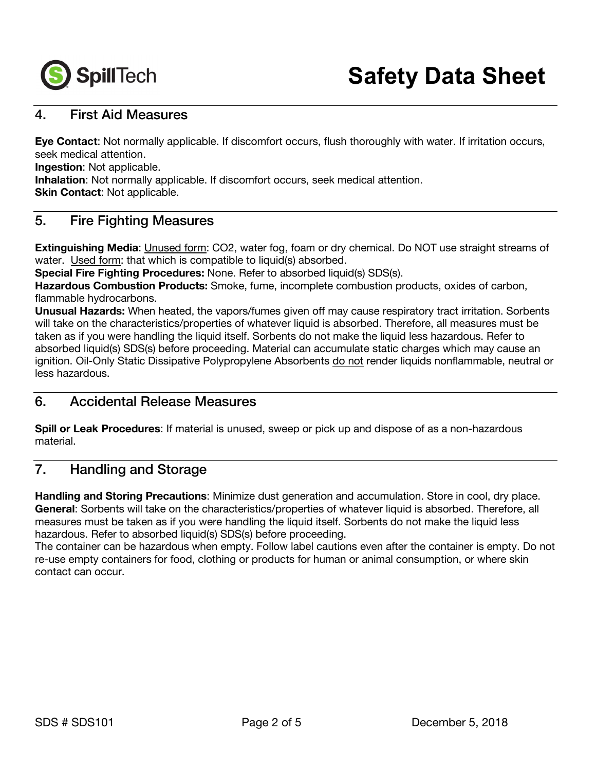## 4. First Aid Measures

**Eye Contact**: Not normally applicable. If discomfort occurs, flush thoroughly with water. If irritation occurs, seek medical attention.
**Ingestion**: Not applicable.
**Inhalation**: Not normally applicable. If discomfort occurs, seek medical attention.
**Skin Contact**: Not applicable.

## 5. Fire Fighting Measures

**Extinguishing Media**: Unused form: $CO_2$, water fog, foam or dry chemical. Do NOT use straight streams of water. Used form: that which is compatible to liquid(s) absorbed.
**Special Fire Fighting Procedures:** None. Refer to absorbed liquid(s) SDS(s).
**Hazardous Combustion Products:** Smoke, fume, incomplete combustion products, oxides of carbon, flammable hydrocarbons.
**Unusual Hazards:** When heated, the vapors/fumes given off may cause respiratory tract irritation. Sorbents will take on the characteristics/properties of whatever liquid is absorbed. Therefore, all measures must be taken as if you were handling the liquid itself. Sorbents do not make the liquid less hazardous. Refer to absorbed liquid(s) SDS(s) before proceeding. Material can accumulate static charges which may cause an ignition. Oil-Only Static Dissipative Polypropylene Absorbents do not render liquids nonflammable, neutral or less hazardous.

## 6. Accidental Release Measures

**Spill or Leak Procedures**: If material is unused, sweep or pick up and dispose of as a non-hazardous material.

## 7. Handling and Storage

**Handling and Storing Precautions**: Minimize dust generation and accumulation. Store in cool, dry place.
**General**: Sorbents will take on the characteristics/properties of whatever liquid is absorbed. Therefore, all measures must be taken as if you were handling the liquid itself. Sorbents do not make the liquid less hazardous. Refer to absorbed liquid(s) SDS(s) before proceeding.
The container can be hazardous when empty. Follow label cautions even after the container is empty. Do not re-use empty containers for food, clothing or products for human or animal consumption, or where skin contact can occur.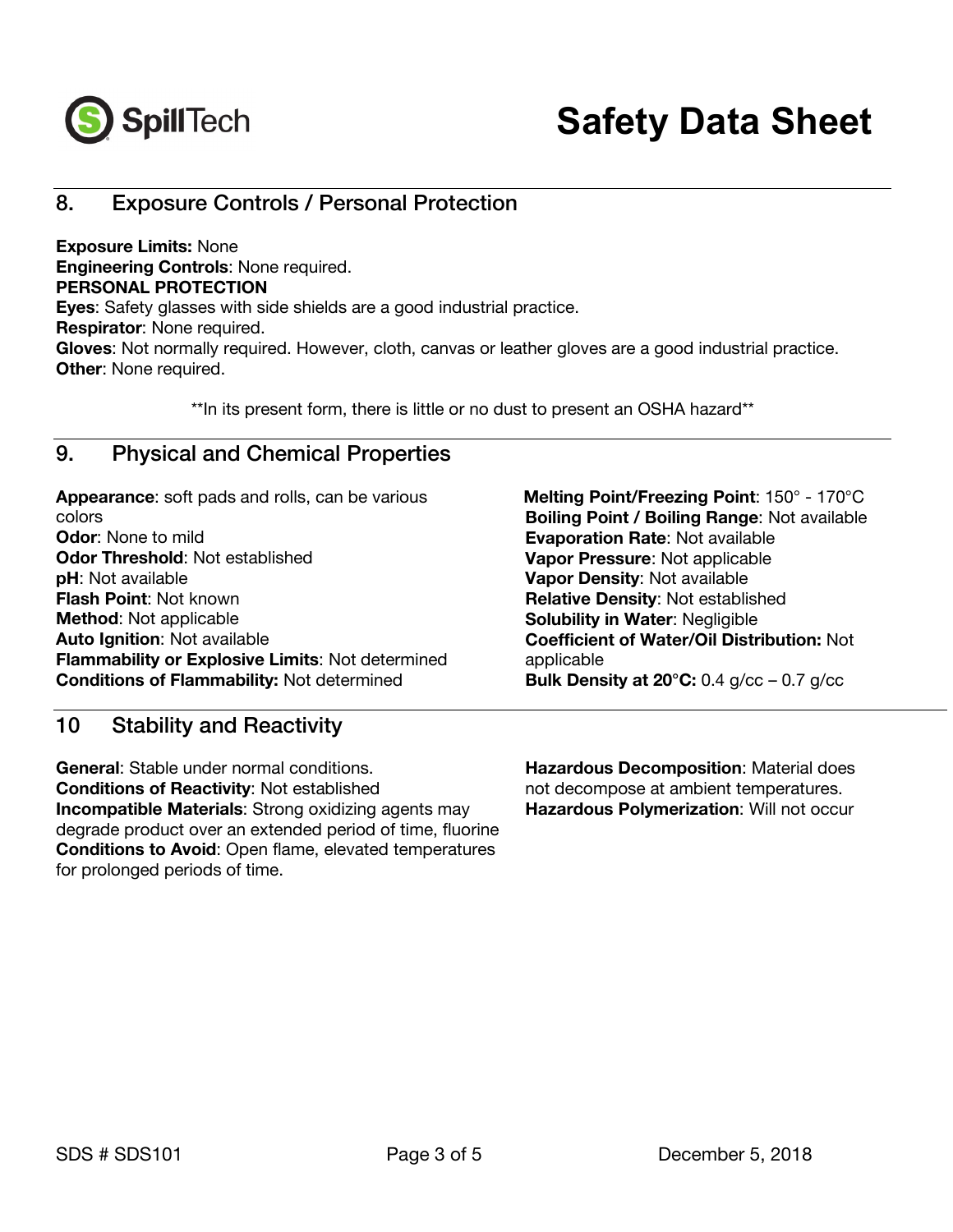# Safety Data Sheet

## 8. Exposure Controls / Personal Protection

**Exposure Limits:** None
**Engineering Controls**: None required.
**PERSONAL PROTECTION**
**Eyes**: Safety glasses with side shields are a good industrial practice.
**Respirator**: None required.
**Gloves**: Not normally required. However, cloth, canvas or leather gloves are a good industrial practice.
**Other**: None required.

**In its present form, there is little or no dust to present an OSHA hazard**

## 9. Physical and Chemical Properties

**Appearance**: soft pads and rolls, can be various colors
**Odor**: None to mild
**Odor Threshold**: Not established
**pH**: Not available
**Flash Point**: Not known
**Method**: Not applicable
**Auto Ignition**: Not available
**Flammability or Explosive Limits**: Not determined
**Conditions of Flammability:** Not determined

**Melting Point/Freezing Point**: 150° - 170°C
**Boiling Point / Boiling Range**: Not available
**Evaporation Rate**: Not available
**Vapor Pressure**: Not applicable
**Vapor Density**: Not available
**Relative Density**: Not established
**Solubility in Water**: Negligible
**Coefficient of Water/Oil Distribution:** Not applicable
**Bulk Density at 20°C:** 0.4 g/cc – 0.7 g/cc

## 10 Stability and Reactivity

**General**: Stable under normal conditions.
**Conditions of Reactivity**: Not established
**Incompatible Materials**: Strong oxidizing agents may degrade product over an extended period of time, fluorine
**Conditions to Avoid**: Open flame, elevated temperatures for prolonged periods of time.

**Hazardous Decomposition**: Material does not decompose at ambient temperatures.
**Hazardous Polymerization**: Will not occur

SDS # SDS101 December 5, 2018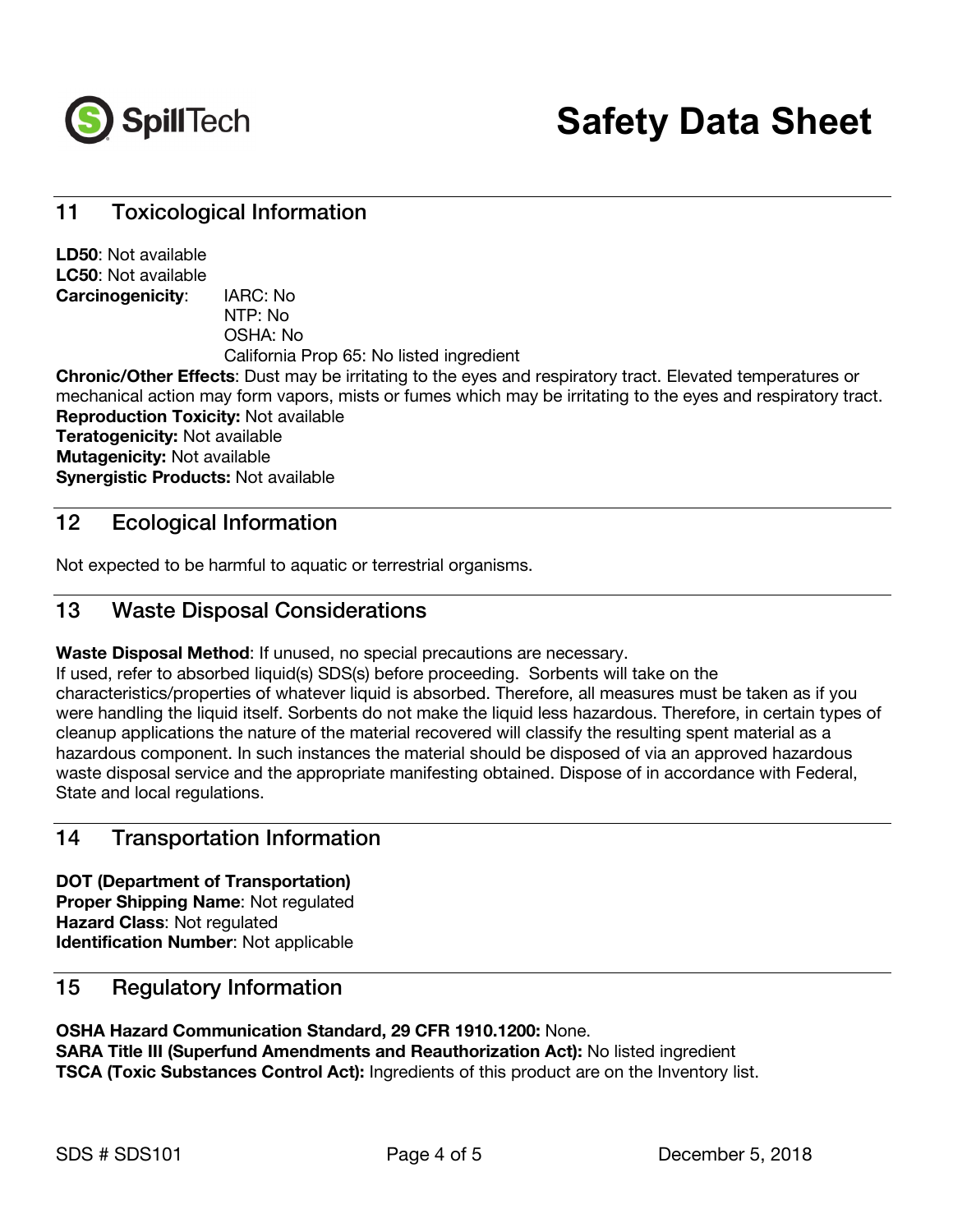## 11 Toxicological Information

**LD50**: Not available
**LC50**: Not available
**Carcinogenicity**: IARC: No
NTP: No
OSHA: No
California Prop 65: No listed ingredient

**Chronic/Other Effects**: Dust may be irritating to the eyes and respiratory tract. Elevated temperatures or mechanical action may form vapors, mists or fumes which may be irritating to the eyes and respiratory tract.
**Reproduction Toxicity:** Not available
**Teratogenicity:** Not available
**Mutagenicity:** Not available
**Synergistic Products:** Not available

## 12 Ecological Information

Not expected to be harmful to aquatic or terrestrial organisms.

## 13 Waste Disposal Considerations

**Waste Disposal Method**: If unused, no special precautions are necessary.
If used, refer to absorbed liquid(s) SDS(s) before proceeding. Sorbents will take on the characteristics/properties of whatever liquid is absorbed. Therefore, all measures must be taken as if you were handling the liquid itself. Sorbents do not make the liquid less hazardous. Therefore, in certain types of cleanup applications the nature of the material recovered will classify the resulting spent material as a hazardous component. In such instances the material should be disposed of via an approved hazardous waste disposal service and the appropriate manifesting obtained. Dispose of in accordance with Federal, State and local regulations.

## 14 Transportation Information

**DOT (Department of Transportation)**
**Proper Shipping Name**: Not regulated
**Hazard Class**: Not regulated
**Identification Number**: Not applicable

## 15 Regulatory Information

**OSHA Hazard Communication Standard, 29 CFR 1910.1200:** None.
**SARA Title III (Superfund Amendments and Reauthorization Act):** No listed ingredient
**TSCA (Toxic Substances Control Act):** Ingredients of this product are on the Inventory list.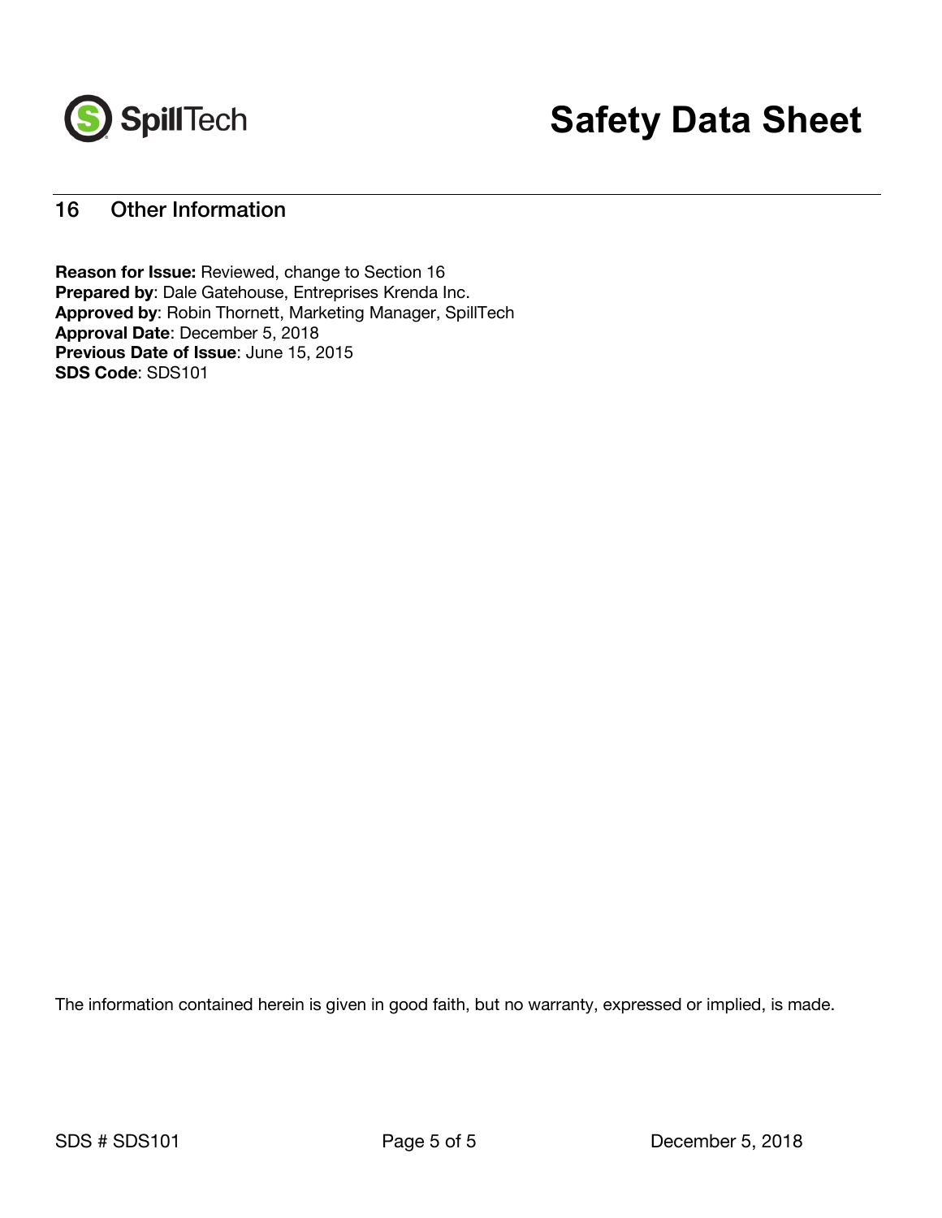## 16 Other Information

**Reason for Issue:** Reviewed, change to Section 16
**Prepared by**: Dale Gatehouse, Entreprises Krenda Inc.
**Approved by**: Robin Thornett, Marketing Manager, SpillTech
**Approval Date**: December 5, 2018
**Previous Date of Issue**: June 15, 2015
**SDS Code**: SDS101

The information contained herein is given in good faith, but no warranty, expressed or implied, is made.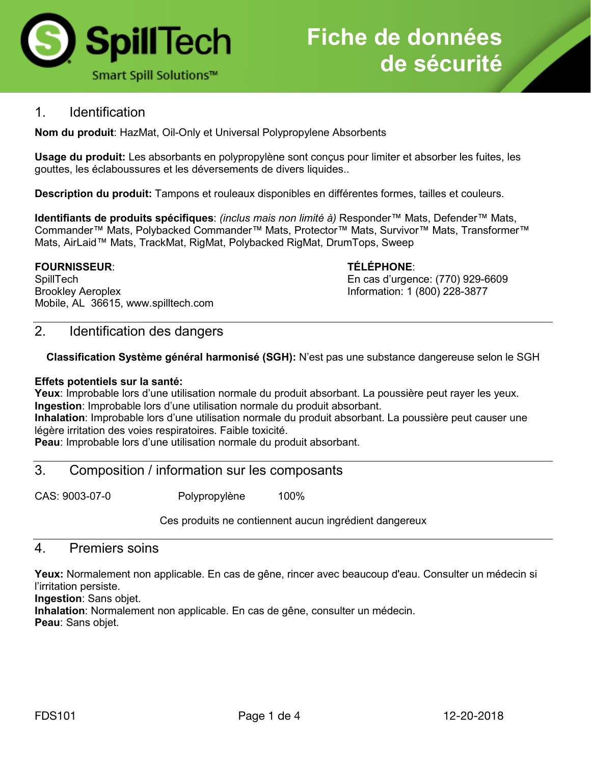SpillTech

Smart Spill Solutions™

# Fiche de données de sécurité

## 1. Identification

**Nom du produit**: HazMat, Oil-Only et Universal Polypropylene Absorbents

**Usage du produit:** Les absorbants en polypropylène sont conçus pour limiter et absorber les fuites, les gouttes, les éclaboussures et les déversements de divers liquides..

**Description du produit:** Tampons et rouleaux disponibles en différentes formes, tailles et couleurs.

**Identifiants de produits spécifiques**: *(inclus mais non limité à)* Responder™ Mats, Defender™ Mats, Commander™ Mats, Polybacked Commander™ Mats, Protector™ Mats, Survivor™ Mats, Transformer™ Mats, AirLaid™ Mats, TrackMat, RigMat, Polybacked RigMat, DrumTops, Sweep

**FOURNISSEUR**:
SpillTech
Brookley Aeroplex
Mobile, AL 36615, www.spilltech.com

**TÉLÉPHONE**:
En cas d'urgence: (770) 929-6609
Information: 1 (800) 228-3877

## 2. Identification des dangers

**Classification Système général harmonisé (SGH):** N'est pas une substance dangereuse selon le SGH

**Effets potentiels sur la santé:**
**Yeux**: Improbable lors d'une utilisation normale du produit absorbant. La poussière peut rayer les yeux.
**Ingestion**: Improbable lors d'une utilisation normale du produit absorbant.
**Inhalation**: Improbable lors d'une utilisation normale du produit absorbant. La poussière peut causer une légère irritation des voies respiratoires. Faible toxicité.
**Peau**: Improbable lors d'une utilisation normale du produit absorbant.

## 3. Composition / information sur les composants

| CAS: 9003-07-0 | Polypropylène | 100% |
|---|---|---|

Ces produits ne contiennent aucun ingrédient dangereux

## 4. Premiers soins

**Yeux:** Normalement non applicable. En cas de gêne, rincer avec beaucoup d'eau. Consulter un médecin si l'irritation persiste.
**Ingestion**: Sans objet.
**Inhalation**: Normalement non applicable. En cas de gêne, consulter un médecin.
**Peau**: Sans objet.

FDS101 | 12-20-2018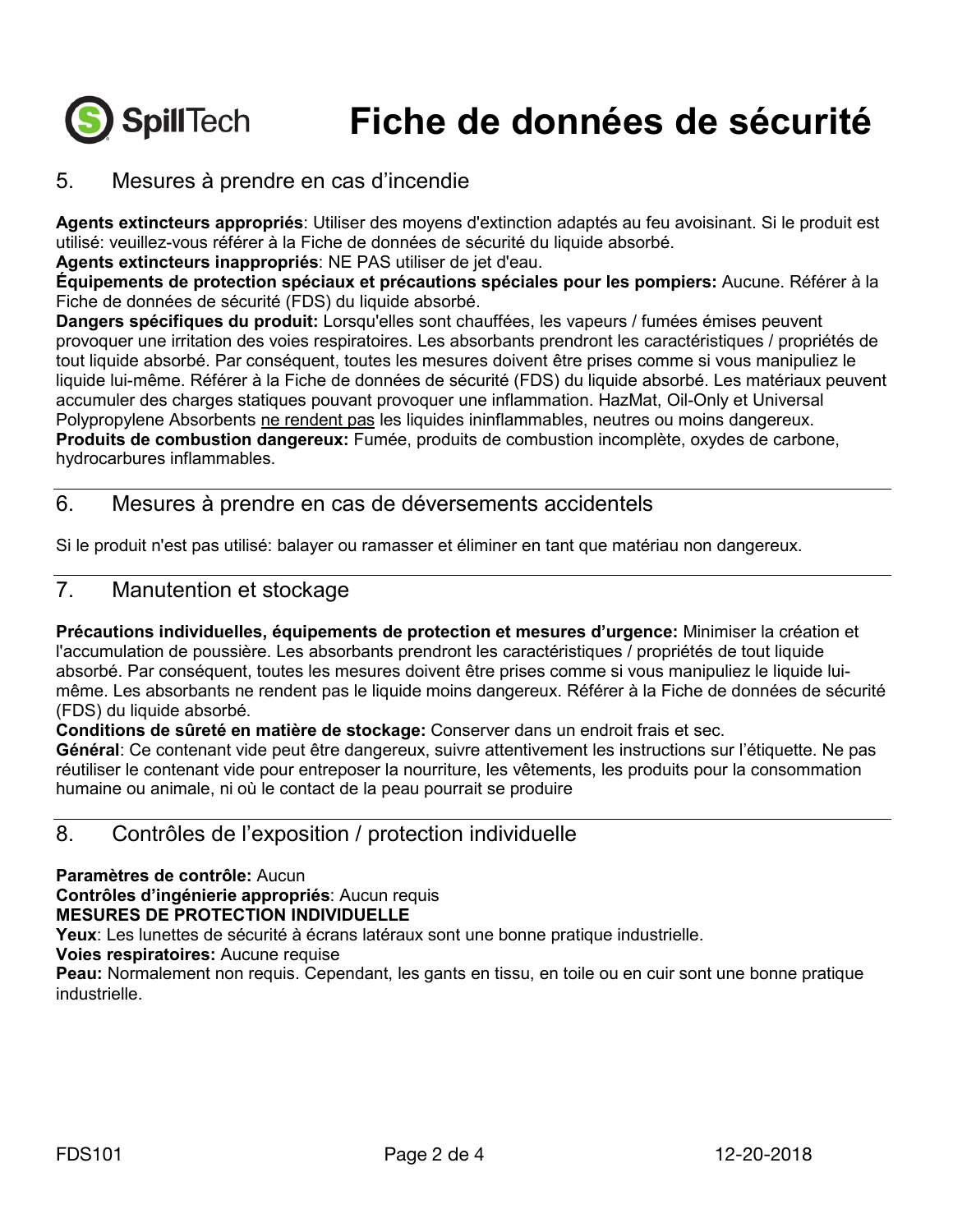# Fiche de données de sécurité

## 5. Mesures à prendre en cas d'incendie

**Agents extincteurs appropriés**: Utiliser des moyens d'extinction adaptés au feu avoisinant. Si le produit est utilisé: veuillez-vous référer à la Fiche de données de sécurité du liquide absorbé.
**Agents extincteurs inappropriés**: NE PAS utiliser de jet d'eau.
**Équipements de protection spéciaux et précautions spéciales pour les pompiers:** Aucune. Référer à la Fiche de données de sécurité (FDS) du liquide absorbé.
**Dangers spécifiques du produit:** Lorsqu'elles sont chauffées, les vapeurs / fumées émises peuvent provoquer une irritation des voies respiratoires. Les absorbants prendront les caractéristiques / propriétés de tout liquide absorbé. Par conséquent, toutes les mesures doivent être prises comme si vous manipuliez le liquide lui-même. Référer à la Fiche de données de sécurité (FDS) du liquide absorbé. Les matériaux peuvent accumuler des charges statiques pouvant provoquer une inflammation. HazMat, Oil-Only et Universal Polypropylene Absorbents ne rendent pas les liquides ininflammables, neutres ou moins dangereux.
**Produits de combustion dangereux:** Fumée, produits de combustion incomplète, oxydes de carbone, hydrocarbures inflammables.

## 6. Mesures à prendre en cas de déversements accidentels

Si le produit n'est pas utilisé: balayer ou ramasser et éliminer en tant que matériau non dangereux.

## 7. Manutention et stockage

**Précautions individuelles, équipements de protection et mesures d'urgence:** Minimiser la création et l'accumulation de poussière. Les absorbants prendront les caractéristiques / propriétés de tout liquide absorbé. Par conséquent, toutes les mesures doivent être prises comme si vous manipuliez le liquide lui-même. Les absorbants ne rendent pas le liquide moins dangereux. Référer à la Fiche de données de sécurité (FDS) du liquide absorbé.
**Conditions de sûreté en matière de stockage:** Conserver dans un endroit frais et sec.
**Général**: Ce contenant vide peut être dangereux, suivre attentivement les instructions sur l'étiquette. Ne pas réutiliser le contenant vide pour entreposer la nourriture, les vêtements, les produits pour la consommation humaine ou animale, ni où le contact de la peau pourrait se produire

## 8. Contrôles de l'exposition / protection individuelle

**Paramètres de contrôle:** Aucun
**Contrôles d'ingénierie appropriés**: Aucun requis
**MESURES DE PROTECTION INDIVIDUELLE**
**Yeux**: Les lunettes de sécurité à écrans latéraux sont une bonne pratique industrielle.
**Voies respiratoires:** Aucune requise
**Peau:** Normalement non requis. Cependant, les gants en tissu, en toile ou en cuir sont une bonne pratique industrielle.

FDS101 12-20-2018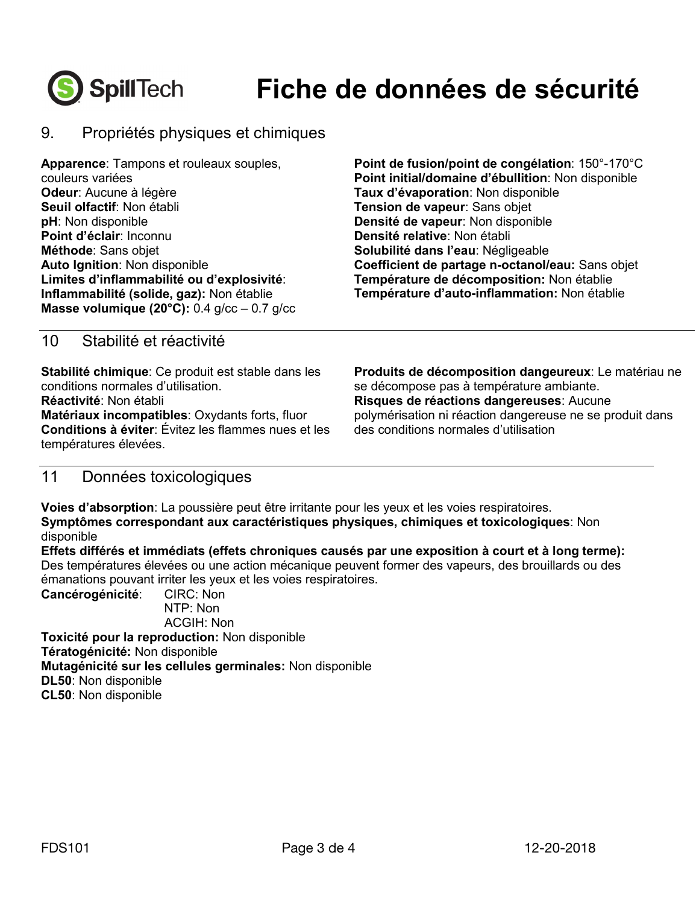# Fiche de données de sécurité

## 9. Propriétés physiques et chimiques

**Apparence**: Tampons et rouleaux souples, couleurs variées
**Odeur**: Aucune à légère
**Seuil olfactif**: Non établi
**pH**: Non disponible
**Point d'éclair**: Inconnu
**Méthode**: Sans objet
**Auto Ignition**: Non disponible
**Limites d'inflammabilité ou d'explosivité**:
**Inflammabilité (solide, gaz):** Non établie
**Masse volumique (20°C):** 0.4 g/cc – 0.7 g/cc

**Point de fusion/point de congélation**: 150°-170°C
**Point initial/domaine d'ébullition**: Non disponible
**Taux d'évaporation**: Non disponible
**Tension de vapeur**: Sans objet
**Densité de vapeur**: Non disponible
**Densité relative**: Non établi
**Solubilité dans l'eau**: Négligeable
**Coefficient de partage n-octanol/eau:** Sans objet
**Température de décomposition:** Non établie
**Température d'auto-inflammation:** Non établie

## 10 Stabilité et réactivité

**Stabilité chimique**: Ce produit est stable dans les conditions normales d'utilisation.
**Réactivité**: Non établi
**Matériaux incompatibles**: Oxydants forts, fluor
**Conditions à éviter**: Évitez les flammes nues et les températures élevées.

**Produits de décomposition dangereux**: Le matériau ne se décompose pas à température ambiante.
**Risques de réactions dangereuses**: Aucune polymérisation ni réaction dangereuse ne se produit dans des conditions normales d'utilisation

## 11 Données toxicologiques

**Voies d'absorption**: La poussière peut être irritante pour les yeux et les voies respiratoires.
**Symptômes correspondant aux caractéristiques physiques, chimiques et toxicologiques**: Non disponible
**Effets différés et immédiats (effets chroniques causés par une exposition à court et à long terme):** Des températures élevées ou une action mécanique peuvent former des vapeurs, des brouillards ou des émanations pouvant irriter les yeux et les voies respiratoires.
**Cancérogénicité**:
CIRC: Non
NTP: Non
ACGIH: Non
**Toxicité pour la reproduction:** Non disponible
**Tératogénicité:** Non disponible
**Mutagénicité sur les cellules germinales:** Non disponible
**DL50**: Non disponible
**CL50**: Non disponible

FDS101 12-20-2018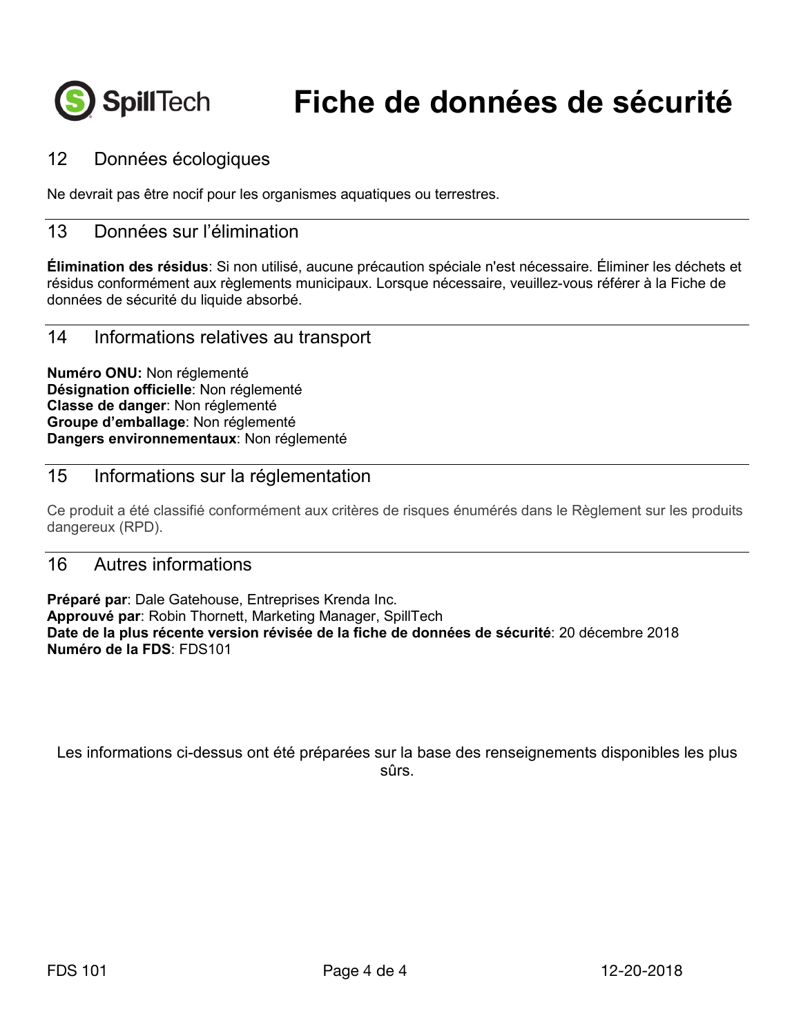# Fiche de données de sécurité

## 12 Données écologiques

Ne devrait pas être nocif pour les organismes aquatiques ou terrestres.

## 13 Données sur l'élimination

**Élimination des résidus**: Si non utilisé, aucune précaution spéciale n'est nécessaire. Éliminer les déchets et résidus conformément aux règlements municipaux. Lorsque nécessaire, veuillez-vous référer à la Fiche de données de sécurité du liquide absorbé.

## 14 Informations relatives au transport

**Numéro ONU:** Non réglementé
**Désignation officielle**: Non réglementé
**Classe de danger**: Non réglementé
**Groupe d'emballage**: Non réglementé
**Dangers environnementaux**: Non réglementé

## 15 Informations sur la réglementation

Ce produit a été classifié conformément aux critères de risques énumérés dans le Règlement sur les produits dangereux (RPD).

## 16 Autres informations

**Préparé par**: Dale Gatehouse, Entreprises Krenda Inc.
**Approuvé par**: Robin Thornett, Marketing Manager, SpillTech
**Date de la plus récente version révisée de la fiche de données de sécurité**: 20 décembre 2018
**Numéro de la FDS**: FDS101

Les informations ci-dessus ont été préparées sur la base des renseignements disponibles les plus sûrs.